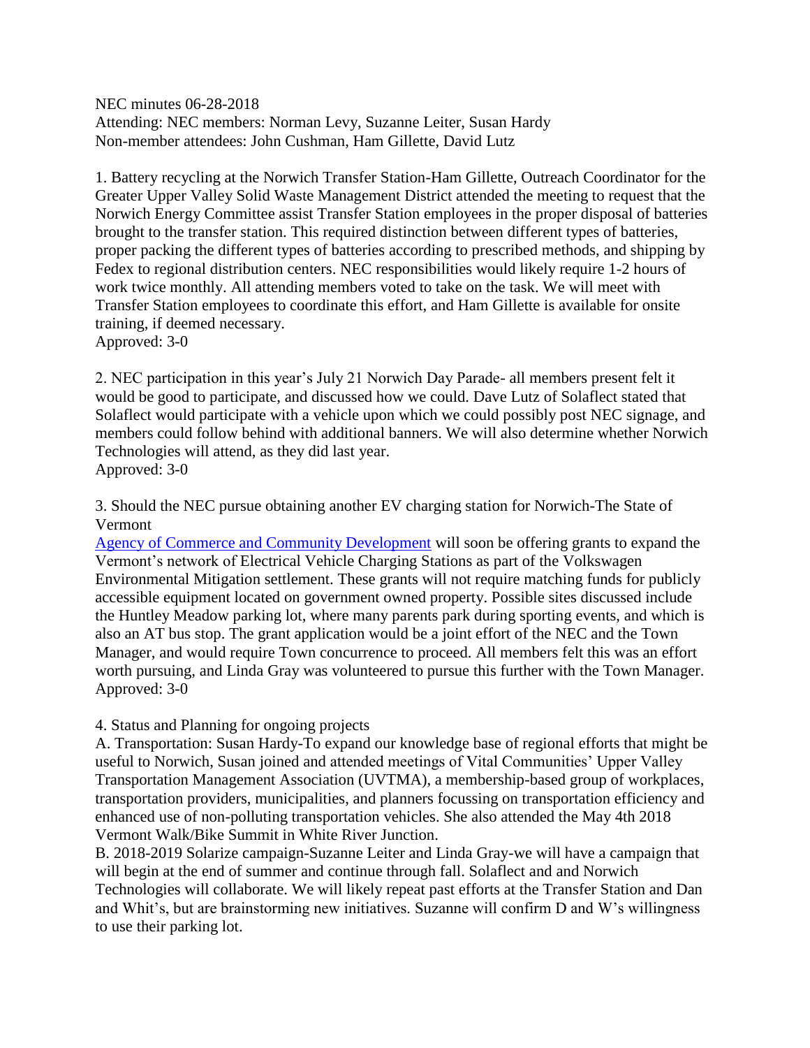NEC minutes 06-28-2018
Attending: NEC members: Norman Levy, Suzanne Leiter, Susan Hardy
Non-member attendees: John Cushman, Ham Gillette, David Lutz

1. Battery recycling at the Norwich Transfer Station-Ham Gillette, Outreach Coordinator for the Greater Upper Valley Solid Waste Management District attended the meeting to request that the Norwich Energy Committee assist Transfer Station employees in the proper disposal of batteries brought to the transfer station. This required distinction between different types of batteries, proper packing the different types of batteries according to prescribed methods, and shipping by Fedex to regional distribution centers. NEC responsibilities would likely require 1-2 hours of work twice monthly. All attending members voted to take on the task. We will meet with Transfer Station employees to coordinate this effort, and Ham Gillette is available for onsite training, if deemed necessary.
Approved: 3-0

2. NEC participation in this year's July 21 Norwich Day Parade- all members present felt it would be good to participate, and discussed how we could. Dave Lutz of Solaflect stated that Solaflect would participate with a vehicle upon which we could possibly post NEC signage, and members could follow behind with additional banners. We will also determine whether Norwich Technologies will attend, as they did last year.
Approved: 3-0

3. Should the NEC pursue obtaining another EV charging station for Norwich-The State of Vermont
Agency of Commerce and Community Development will soon be offering grants to expand the Vermont's network of Electrical Vehicle Charging Stations as part of the Volkswagen Environmental Mitigation settlement. These grants will not require matching funds for publicly accessible equipment located on government owned property. Possible sites discussed include the Huntley Meadow parking lot, where many parents park during sporting events, and which is also an AT bus stop. The grant application would be a joint effort of the NEC and the Town Manager, and would require Town concurrence to proceed. All members felt this was an effort worth pursuing, and Linda Gray was volunteered to pursue this further with the Town Manager.
Approved: 3-0

4. Status and Planning for ongoing projects
A. Transportation: Susan Hardy-To expand our knowledge base of regional efforts that might be useful to Norwich, Susan joined and attended meetings of Vital Communities' Upper Valley Transportation Management Association (UVTMA), a membership-based group of workplaces, transportation providers, municipalities, and planners focussing on transportation efficiency and enhanced use of non-polluting transportation vehicles. She also attended the May 4th 2018 Vermont Walk/Bike Summit in White River Junction.
B. 2018-2019 Solarize campaign-Suzanne Leiter and Linda Gray-we will have a campaign that will begin at the end of summer and continue through fall. Solaflect and and Norwich Technologies will collaborate. We will likely repeat past efforts at the Transfer Station and Dan and Whit's, but are brainstorming new initiatives. Suzanne will confirm D and W's willingness to use their parking lot.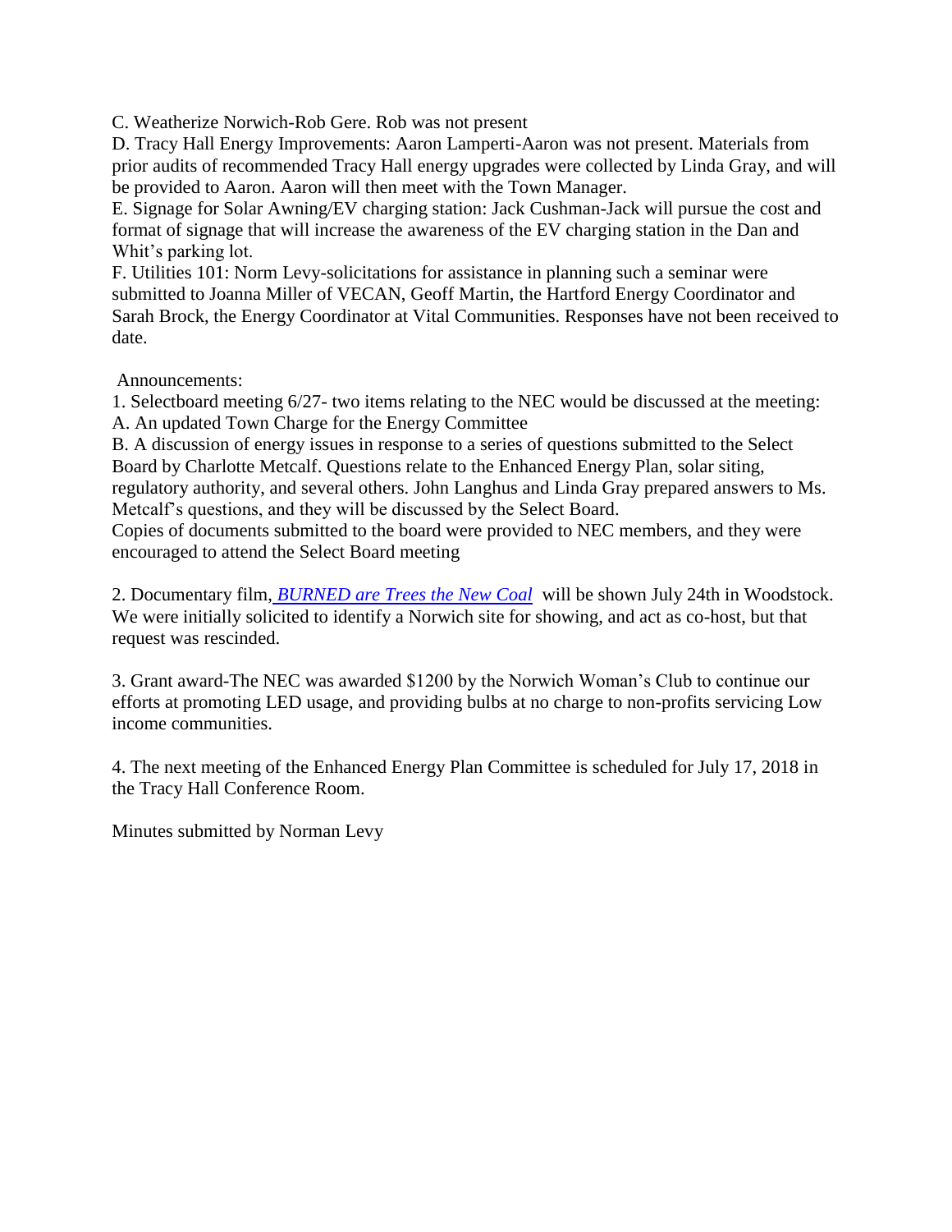C. Weatherize Norwich-Rob Gere. Rob was not present

D. Tracy Hall Energy Improvements: Aaron Lamperti-Aaron was not present. Materials from prior audits of recommended Tracy Hall energy upgrades were collected by Linda Gray, and will be provided to Aaron. Aaron will then meet with the Town Manager.

E. Signage for Solar Awning/EV charging station: Jack Cushman-Jack will pursue the cost and format of signage that will increase the awareness of the EV charging station in the Dan and Whit's parking lot.

F. Utilities 101: Norm Levy-solicitations for assistance in planning such a seminar were submitted to Joanna Miller of VECAN, Geoff Martin, the Hartford Energy Coordinator and Sarah Brock, the Energy Coordinator at Vital Communities. Responses have not been received to date.

Announcements:

1. Selectboard meeting 6/27- two items relating to the NEC would be discussed at the meeting:

A. An updated Town Charge for the Energy Committee

B. A discussion of energy issues in response to a series of questions submitted to the Select Board by Charlotte Metcalf. Questions relate to the Enhanced Energy Plan, solar siting, regulatory authority, and several others. John Langhus and Linda Gray prepared answers to Ms. Metcalf's questions, and they will be discussed by the Select Board.

Copies of documents submitted to the board were provided to NEC members, and they were encouraged to attend the Select Board meeting

2. Documentary film, *BURNED are Trees the New Coal* will be shown July 24th in Woodstock. We were initially solicited to identify a Norwich site for showing, and act as co-host, but that request was rescinded.

3. Grant award-The NEC was awarded $1200 by the Norwich Woman's Club to continue our efforts at promoting LED usage, and providing bulbs at no charge to non-profits servicing Low income communities.

4. The next meeting of the Enhanced Energy Plan Committee is scheduled for July 17, 2018 in the Tracy Hall Conference Room.

Minutes submitted by Norman Levy